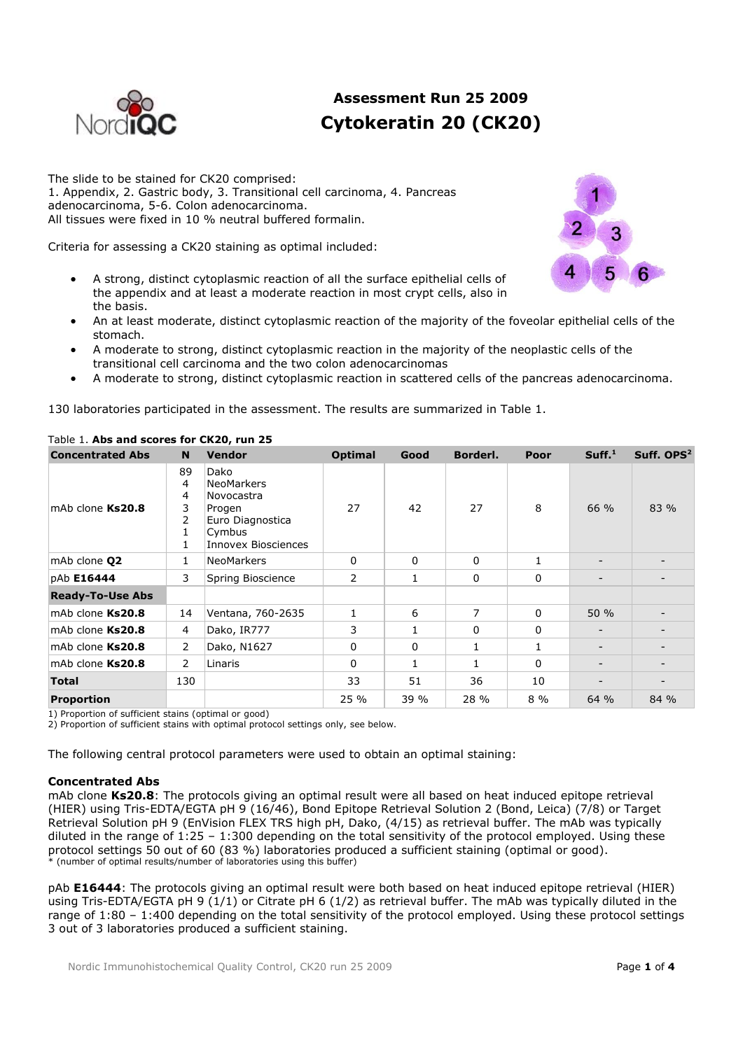# Assessment Run 25 2009
## Cytokeratin 20 (CK20)

The slide to be stained for CK20 comprised:
1. Appendix, 2. Gastric body, 3. Transitional cell carcinoma, 4. Pancreas adenocarcinoma, 5-6. Colon adenocarcinoma.
All tissues were fixed in 10 % neutral buffered formalin.

Criteria for assessing a CK20 staining as optimal included:

- A strong, distinct cytoplasmic reaction of all the surface epithelial cells of the appendix and at least a moderate reaction in most crypt cells, also in the basis.
- An at least moderate, distinct cytoplasmic reaction of the majority of the foveolar epithelial cells of the stomach.
- A moderate to strong, distinct cytoplasmic reaction in the majority of the neoplastic cells of the transitional cell carcinoma and the two colon adenocarcinomas
- A moderate to strong, distinct cytoplasmic reaction in scattered cells of the pancreas adenocarcinoma.

130 laboratories participated in the assessment. The results are summarized in Table 1.

Table 1. **Abs and scores for CK20, run 25**

| Concentrated Abs | N | Vendor | Optimal | Good | Borderl. | Poor | Suff.[1] | Suff. OPS[2] |
|---|---|---|---|---|---|---|---|---|
| mAb clone **Ks20.8** | 89<br>4<br>4<br>3<br>2<br>1<br>1 | Dako<br>NeoMarkers<br>Novocastra<br>Progen<br>Euro Diagnostica<br>Cymbus<br>Innovex Biosciences | 27 | 42 | 27 | 8 | 66 % | 83 % |
| mAb clone **Q2** | 1 | NeoMarkers | 0 | 0 | 0 | 1 | - | - |
| pAb **E16444** | 3 | Spring Bioscience | 2 | 1 | 0 | 0 | - | - |
| **Ready-To-Use Abs** | | | | | | | | |
| mAb clone **Ks20.8** | 14 | Ventana, 760-2635 | 1 | 6 | 7 | 0 | 50 % | - |
| mAb clone **Ks20.8** | 4 | Dako, IR777 | 3 | 1 | 0 | 0 | - | - |
| mAb clone **Ks20.8** | 2 | Dako, N1627 | 0 | 0 | 1 | 1 | - | - |
| mAb clone **Ks20.8** | 2 | Linaris | 0 | 1 | 1 | 0 | - | - |
| **Total** | 130 | | 33 | 51 | 36 | 10 | - | - |
| **Proportion** | | | 25 % | 39 % | 28 % | 8 % | 64 % | 84 % |

1) Proportion of sufficient stains (optimal or good)
2) Proportion of sufficient stains with optimal protocol settings only, see below.

The following central protocol parameters were used to obtain an optimal staining:

**Concentrated Abs**

mAb clone **Ks20.8**: The protocols giving an optimal result were all based on heat induced epitope retrieval (HIER) using Tris-EDTA/EGTA pH 9 (16/46), Bond Epitope Retrieval Solution 2 (Bond, Leica) (7/8) or Target Retrieval Solution pH 9 (EnVision FLEX TRS high pH, Dako, (4/15) as retrieval buffer. The mAb was typically diluted in the range of 1:25 – 1:300 depending on the total sensitivity of the protocol employed. Using these protocol settings 50 out of 60 (83 %) laboratories produced a sufficient staining (optimal or good).
\* (number of optimal results/number of laboratories using this buffer)

pAb **E16444**: The protocols giving an optimal result were both based on heat induced epitope retrieval (HIER) using Tris-EDTA/EGTA pH 9 (1/1) or Citrate pH 6 (1/2) as retrieval buffer. The mAb was typically diluted in the range of 1:80 – 1:400 depending on the total sensitivity of the protocol employed. Using these protocol settings 3 out of 3 laboratories produced a sufficient staining.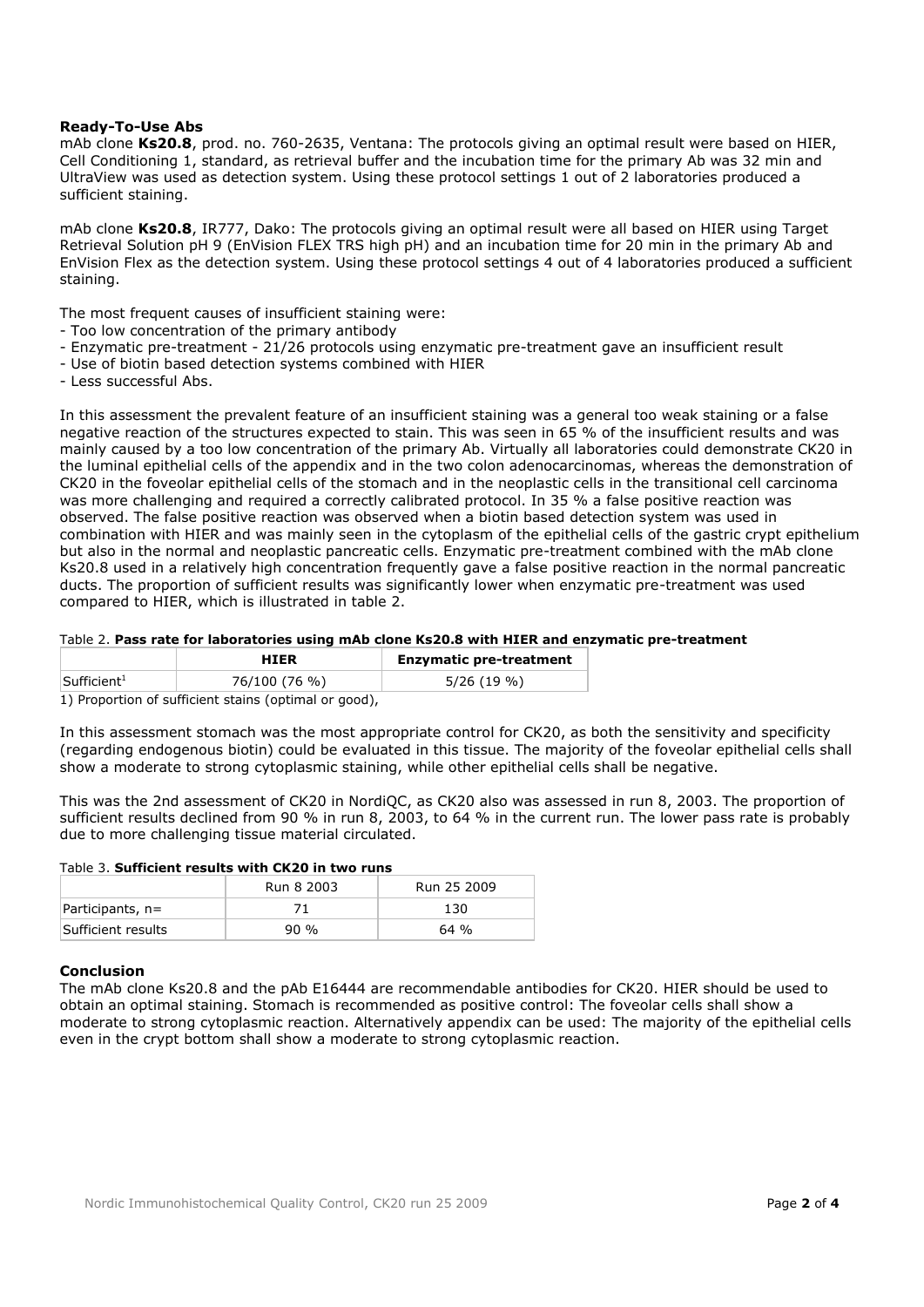**Ready-To-Use Abs**

mAb clone **Ks20.8**, prod. no. 760-2635, Ventana: The protocols giving an optimal result were based on HIER, Cell Conditioning 1, standard, as retrieval buffer and the incubation time for the primary Ab was 32 min and UltraView was used as detection system. Using these protocol settings 1 out of 2 laboratories produced a sufficient staining.

mAb clone **Ks20.8**, IR777, Dako: The protocols giving an optimal result were all based on HIER using Target Retrieval Solution pH 9 (EnVision FLEX TRS high pH) and an incubation time for 20 min in the primary Ab and EnVision Flex as the detection system. Using these protocol settings 4 out of 4 laboratories produced a sufficient staining.

The most frequent causes of insufficient staining were:

- Too low concentration of the primary antibody
- Enzymatic pre-treatment - 21/26 protocols using enzymatic pre-treatment gave an insufficient result
- Use of biotin based detection systems combined with HIER
- Less successful Abs.

In this assessment the prevalent feature of an insufficient staining was a general too weak staining or a false negative reaction of the structures expected to stain. This was seen in 65 % of the insufficient results and was mainly caused by a too low concentration of the primary Ab. Virtually all laboratories could demonstrate CK20 in the luminal epithelial cells of the appendix and in the two colon adenocarcinomas, whereas the demonstration of CK20 in the foveolar epithelial cells of the stomach and in the neoplastic cells in the transitional cell carcinoma was more challenging and required a correctly calibrated protocol. In 35 % a false positive reaction was observed. The false positive reaction was observed when a biotin based detection system was used in combination with HIER and was mainly seen in the cytoplasm of the epithelial cells of the gastric crypt epithelium but also in the normal and neoplastic pancreatic cells. Enzymatic pre-treatment combined with the mAb clone Ks20.8 used in a relatively high concentration frequently gave a false positive reaction in the normal pancreatic ducts. The proportion of sufficient results was significantly lower when enzymatic pre-treatment was used compared to HIER, which is illustrated in table 2.

Table 2. **Pass rate for laboratories using mAb clone Ks20.8 with HIER and enzymatic pre-treatment**

| | **HIER** | **Enzymatic pre-treatment** |
|---|---|---|
| Sufficient[1] | 76/100 (76 %) | 5/26 (19 %) |

1) Proportion of sufficient stains (optimal or good),

In this assessment stomach was the most appropriate control for CK20, as both the sensitivity and specificity (regarding endogenous biotin) could be evaluated in this tissue. The majority of the foveolar epithelial cells shall show a moderate to strong cytoplasmic staining, while other epithelial cells shall be negative.

This was the 2nd assessment of CK20 in NordiQC, as CK20 also was assessed in run 8, 2003. The proportion of sufficient results declined from 90 % in run 8, 2003, to 64 % in the current run. The lower pass rate is probably due to more challenging tissue material circulated.

Table 3. **Sufficient results with CK20 in two runs**

| | Run 8 2003 | Run 25 2009 |
|---|---|---|
| Participants, n= | 71 | 130 |
| Sufficient results | 90 % | 64 % |

**Conclusion**

The mAb clone Ks20.8 and the pAb E16444 are recommendable antibodies for CK20. HIER should be used to obtain an optimal staining. Stomach is recommended as positive control: The foveolar cells shall show a moderate to strong cytoplasmic reaction. Alternatively appendix can be used: The majority of the epithelial cells even in the crypt bottom shall show a moderate to strong cytoplasmic reaction.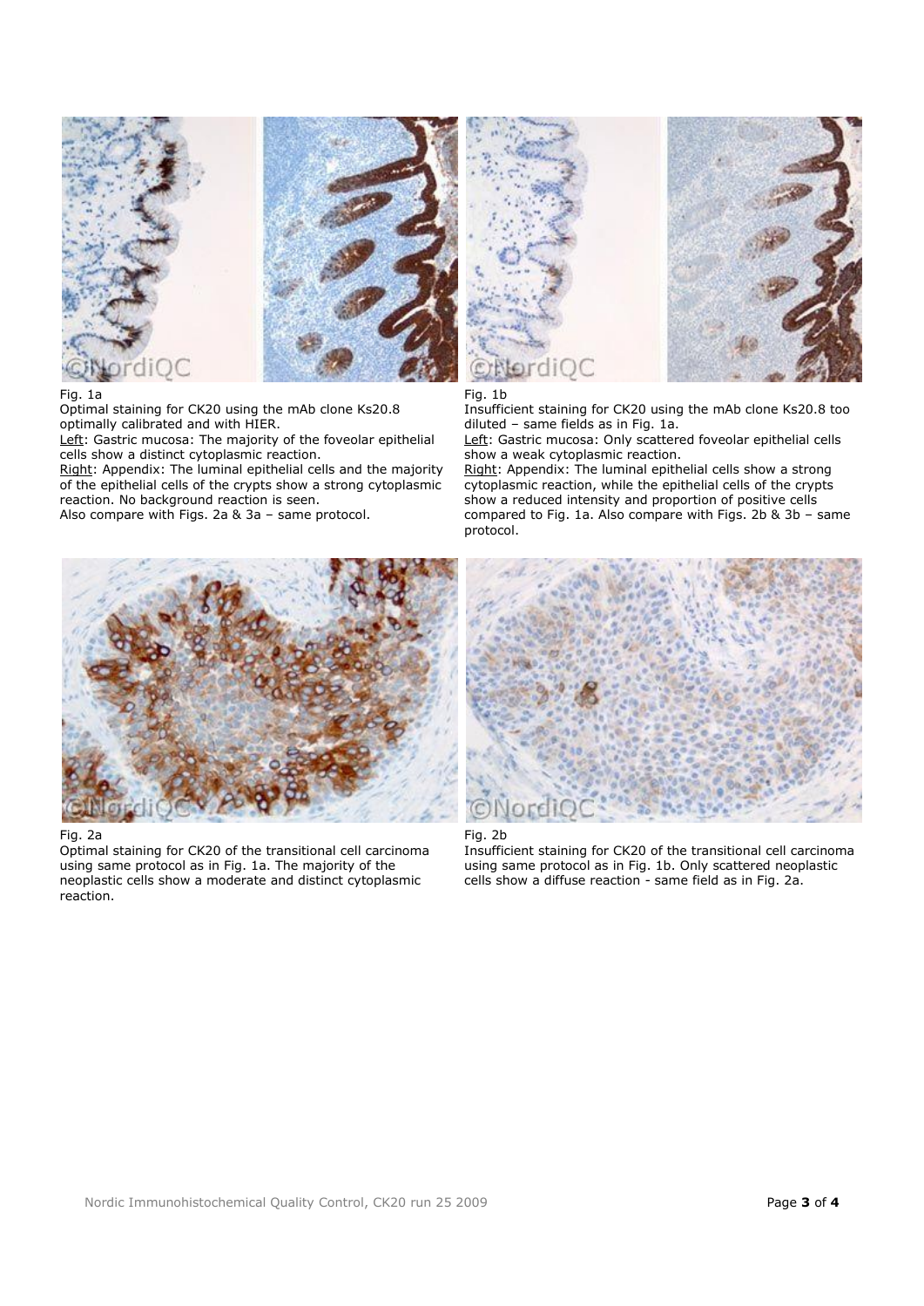Fig. 1a
Optimal staining for CK20 using the mAb clone Ks20.8 optimally calibrated and with HIER.
Left: Gastric mucosa: The majority of the foveolar epithelial cells show a distinct cytoplasmic reaction.
Right: Appendix: The luminal epithelial cells and the majority of the epithelial cells of the crypts show a strong cytoplasmic reaction. No background reaction is seen.
Also compare with Figs. 2a & 3a – same protocol.

Fig. 1b
Insufficient staining for CK20 using the mAb clone Ks20.8 too diluted – same fields as in Fig. 1a.
Left: Gastric mucosa: Only scattered foveolar epithelial cells show a weak cytoplasmic reaction.
Right: Appendix: The luminal epithelial cells show a strong cytoplasmic reaction, while the epithelial cells of the crypts show a reduced intensity and proportion of positive cells compared to Fig. 1a. Also compare with Figs. 2b & 3b – same protocol.

Fig. 2a
Optimal staining for CK20 of the transitional cell carcinoma using same protocol as in Fig. 1a. The majority of the neoplastic cells show a moderate and distinct cytoplasmic reaction.

Fig. 2b
Insufficient staining for CK20 of the transitional cell carcinoma using same protocol as in Fig. 1b. Only scattered neoplastic cells show a diffuse reaction - same field as in Fig. 2a.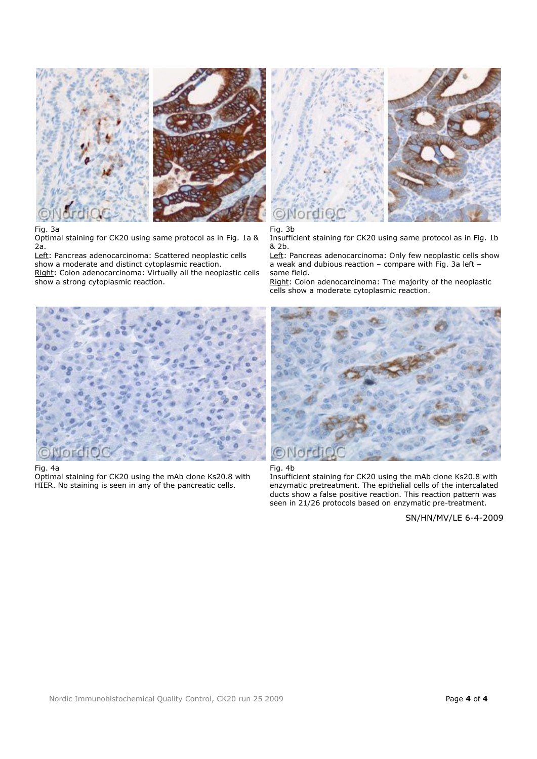Fig. 3a
Optimal staining for CK20 using same protocol as in Fig. 1a & 2a.
Left: Pancreas adenocarcinoma: Scattered neoplastic cells show a moderate and distinct cytoplasmic reaction.
Right: Colon adenocarcinoma: Virtually all the neoplastic cells show a strong cytoplasmic reaction.

Fig. 3b
Insufficient staining for CK20 using same protocol as in Fig. 1b & 2b.
Left: Pancreas adenocarcinoma: Only few neoplastic cells show a weak and dubious reaction – compare with Fig. 3a left – same field.
Right: Colon adenocarcinoma: The majority of the neoplastic cells show a moderate cytoplasmic reaction.

Fig. 4a
Optimal staining for CK20 using the mAb clone Ks20.8 with HIER. No staining is seen in any of the pancreatic cells.

Fig. 4b
Insufficient staining for CK20 using the mAb clone Ks20.8 with enzymatic pretreatment. The epithelial cells of the intercalated ducts show a false positive reaction. This reaction pattern was seen in 21/26 protocols based on enzymatic pre-treatment.

SN/HN/MV/LE 6-4-2009